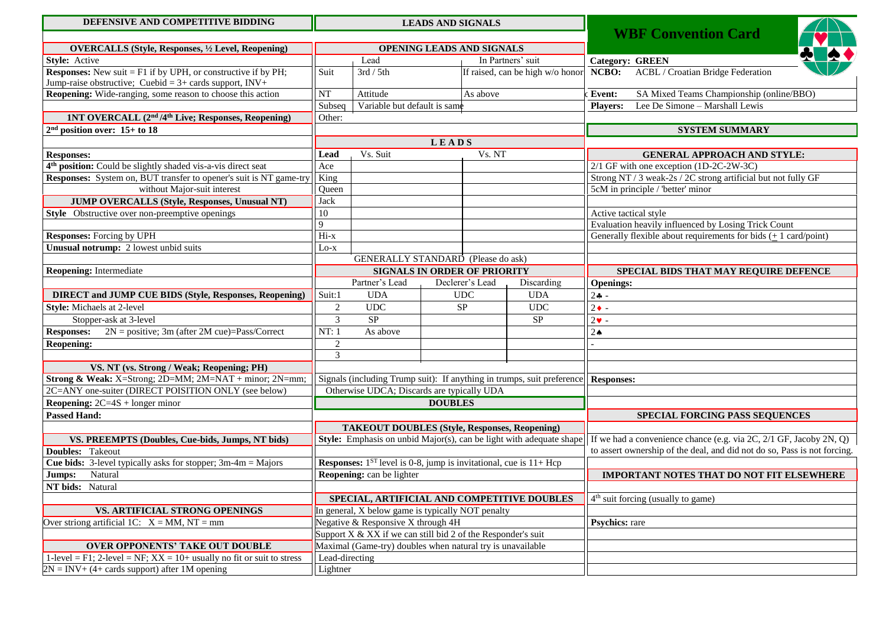# WBF Convention Card

**Category:** GREEN

**NCBO:** ACBL / Croatian Bridge Federation

**Event:** SA Mixed Teams Championship (online/BBO)

**Players:** Lee De Simone – Marshall Lewis

## DEFENSIVE AND COMPETITIVE BIDDING

### OVERCALLS (Style, Responses, ½ Level, Reopening)

**Style:** Active

**Responses:** New suit = F1 if by UPH, or constructive if by PH; Jump-raise obstructive; Cuebid = 3+ cards support, INV+

**Reopening:** Wide-ranging, some reason to choose this action

### 1NT OVERCALL (2nd /4th Live; Responses, Reopening)

**2nd position over: 15+ to 18**

**Responses:**

**4th position:** Could be slightly shaded vis-a-vis direct seat

**Responses:** System on, BUT transfer to opener's suit is NT game-try without Major-suit interest

### JUMP OVERCALLS (Style, Responses, Unusual NT)

**Style** Obstructive over non-preemptive openings

**Responses:** Forcing by UPH

**Unusual notrump:** 2 lowest unbid suits

**Reopening:** Intermediate

### DIRECT and JUMP CUE BIDS (Style, Responses, Reopening)

**Style:** Michaels at 2-level

Stopper-ask at 3-level

**Responses:** 2N = positive; 3m (after 2M cue)=Pass/Correct

**Reopening:**

### VS. NT (vs. Strong / Weak; Reopening; PH)

**Strong & Weak:** X=Strong; 2D=MM; 2M=NAT + minor; 2N=mm; 2C=ANY one-suiter (DIRECT POISITION ONLY (see below)

**Reopening:** 2C=4S + longer minor

**Passed Hand:**

### VS. PREEMPTS (Doubles, Cue-bids, Jumps, NT bids)

**Doubles:** Takeout

**Cue bids:** 3-level typically asks for stopper; 3m-4m = Majors

**Jumps:** Natural

**NT bids:** Natural

### VS. ARTIFICIAL STRONG OPENINGS

Over striong artificial 1C: X = MM, NT = mm

### OVER OPPONENTS' TAKE OUT DOUBLE

1-level = F1; 2-level = NF; XX = 10+ usually no fit or suit to stress

2N = INV+ (4+ cards support) after 1M opening

## LEADS AND SIGNALS

### OPENING LEADS AND SIGNALS

| | Lead | In Partners' suit |
|---|---|---|
| Suit | 3rd / 5th | If raised, can be high w/o honor |
| NT | Attitude | As above |
| Subseq | Variable but default is same | |
| Other: | | |

### LEADS

| Lead | Vs. Suit | Vs. NT |
|---|---|---|
| Ace | | |
| King | | |
| Queen | | |
| Jack | | |
| 10 | | |
| 9 | | |
| Hi-x | | |
| Lo-x | | |

GENERALLY STANDARD (Please do ask)

### SIGNALS IN ORDER OF PRIORITY

| | Partner's Lead | Declerer's Lead | Discarding |
|---|---|---|---|
| Suit:1 | UDA | UDC | UDA |
| 2 | UDC | SP | UDC |
| 3 | SP | | SP |
| NT: 1 | As above | | |
| 2 | | | |
| 3 | | | |

Signals (including Trump suit): If anything in trumps, suit preference

Otherwise UDCA; Discards are typically UDA

## DOUBLES

### TAKEOUT DOUBLES (Style, Responses, Reopening)

**Style:** Emphasis on unbid Major(s), can be light with adequate shape

**Responses:** 1ST level is 0-8, jump is invitational, cue is 11+ Hcp

**Reopening:** can be lighter

### SPECIAL, ARTIFICIAL AND COMPETITIVE DOUBLES

In general, X below game is typically NOT penalty

Negative & Responsive X through 4H

Support X & XX if we can still bid 2 of the Responder's suit

Maximal (Game-try) doubles when natural try is unavailable

Lead-directing

Lightner

## SYSTEM SUMMARY

### GENERAL APPROACH AND STYLE:

2/1 GF with one exception (1D-2C-2W-3C)

Strong NT / 3 weak-2s / 2C strong artificial but not fully GF

5cM in principle / 'better' minor

Active tactical style

Evaluation heavily influenced by Losing Trick Count

Generally flexible about requirements for bids ($\pm$ 1 card/point)

### SPECIAL BIDS THAT MAY REQUIRE DEFENCE

**Openings:**

2♣ -

2♦ -

2♥ -

2♠

-

**Responses:**

### SPECIAL FORCING PASS SEQUENCES

If we had a convenience chance (e.g. via 2C, 2/1 GF, Jacoby 2N, Q) to assert ownership of the deal, and did not do so, Pass is not forcing.

### IMPORTANT NOTES THAT DO NOT FIT ELSEWHERE

4th suit forcing (usually to game)

**Psychics:** rare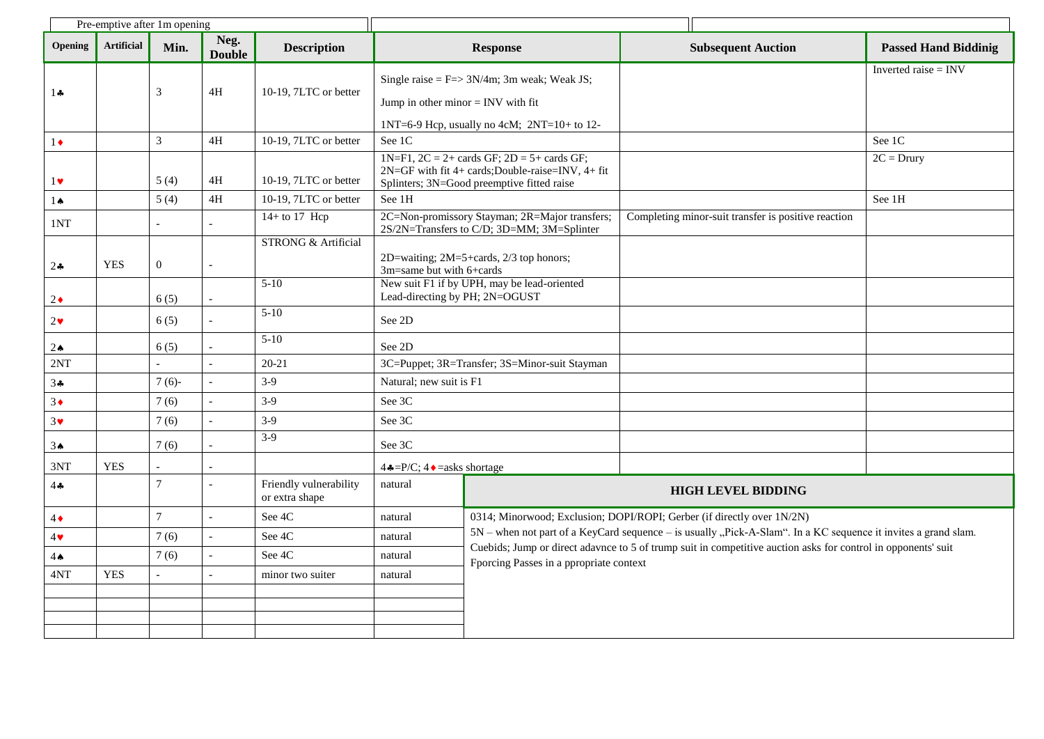Pre-emptive after 1m opening

| Opening | Artificial | Min. | Neg. Double | Description | Response | Subsequent Auction | Passed Hand Biddinig |
|---|---|---|---|---|---|---|---|
| 1♣ | | 3 | 4H | 10-19, 7LTC or better | Single raise = F=> 3N/4m; 3m weak; Weak JS; Jump in other minor = INV with fit 1NT=6-9 Hcp, usually no 4cM; 2NT=10+ to 12- | | Inverted raise = INV |
| 1♦ | | 3 | 4H | 10-19, 7LTC or better | See 1C | | See 1C |
| 1♥ | | 5 (4) | 4H | 10-19, 7LTC or better | 1N=F1, 2C = 2+ cards GF; 2D = 5+ cards GF; 2N=GF with fit 4+ cards;Double-raise=INV, 4+ fit Splinters; 3N=Good preemptive fitted raise | | 2C = Drury |
| 1♠ | | 5 (4) | 4H | 10-19, 7LTC or better | See 1H | | See 1H |
| 1NT | | - | - | 14+ to 17 Hcp | 2C=Non-promissory Stayman; 2R=Major transfers; 2S/2N=Transfers to C/D; 3D=MM; 3M=Splinter | Completing minor-suit transfer is positive reaction | |
| 2♣ | YES | 0 | - | STRONG & Artificial | 2D=waiting; 2M=5+cards, 2/3 top honors; 3m=same but with 6+cards | | |
| 2♦ | | 6 (5) | - | 5-10 | New suit F1 if by UPH, may be lead-oriented Lead-directing by PH; 2N=OGUST | | |
| 2♥ | | 6 (5) | - | 5-10 | See 2D | | |
| 2♠ | | 6 (5) | - | 5-10 | See 2D | | |
| 2NT | | - | - | 20-21 | 3C=Puppet; 3R=Transfer; 3S=Minor-suit Stayman | | |
| 3♣ | | 7 (6)- | - | 3-9 | Natural; new suit is F1 | | |
| 3♦ | | 7 (6) | - | 3-9 | See 3C | | |
| 3♥ | | 7 (6) | - | 3-9 | See 3C | | |
| 3♠ | | 7 (6) | - | 3-9 | See 3C | | |
| 3NT | YES | - | - | | 4♣=P/C; 4♦=asks shortage | | |
| 4♣ | | 7 | - | Friendly vulnerability or extra shape | natural | | |
| 4♦ | | 7 | - | See 4C | natural | | |
| 4♥ | | 7 (6) | - | See 4C | natural | | |
| 4♠ | | 7 (6) | - | See 4C | natural | | |
| 4NT | YES | - | - | minor two suiter | natural | | |

**HIGH LEVEL BIDDING**

0314; Minorwood; Exclusion; DOPI/ROPI; Gerber (if directly over 1N/2N)

5N – when not part of a KeyCard sequence – is usually „Pick-A-Slam". In a KC sequence it invites a grand slam.

Cuebids; Jump or direct adavnce to 5 of trump suit in competitive auction asks for control in opponents' suit

Fporcing Passes in a ppropriate context